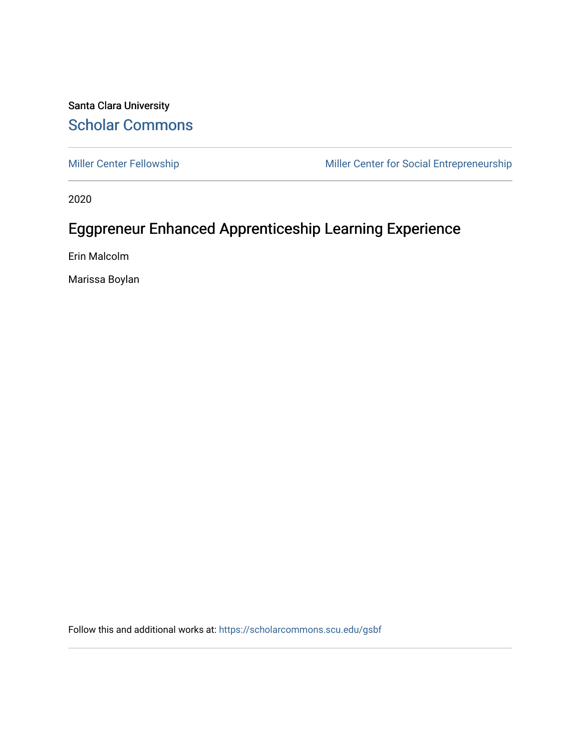Santa Clara University

Scholar Commons

Miller Center Fellowship

Miller Center for Social Entrepreneurship

2020

# Eggpreneur Enhanced Apprenticeship Learning Experience

Erin Malcolm

Marissa Boylan

Follow this and additional works at: https://scholarcommons.scu.edu/gsbf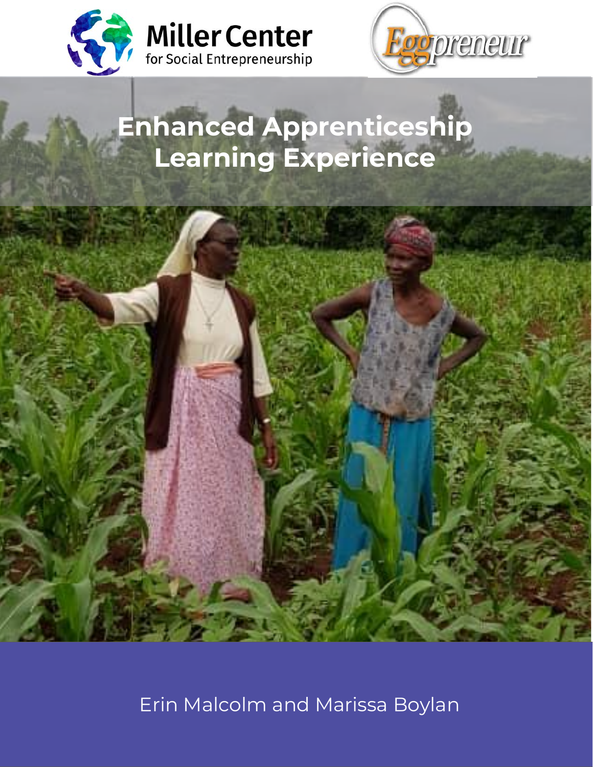Miller Center for Social Entrepreneurship

Eggpreneur

# Enhanced Apprenticeship Learning Experience

Erin Malcolm and Marissa Boylan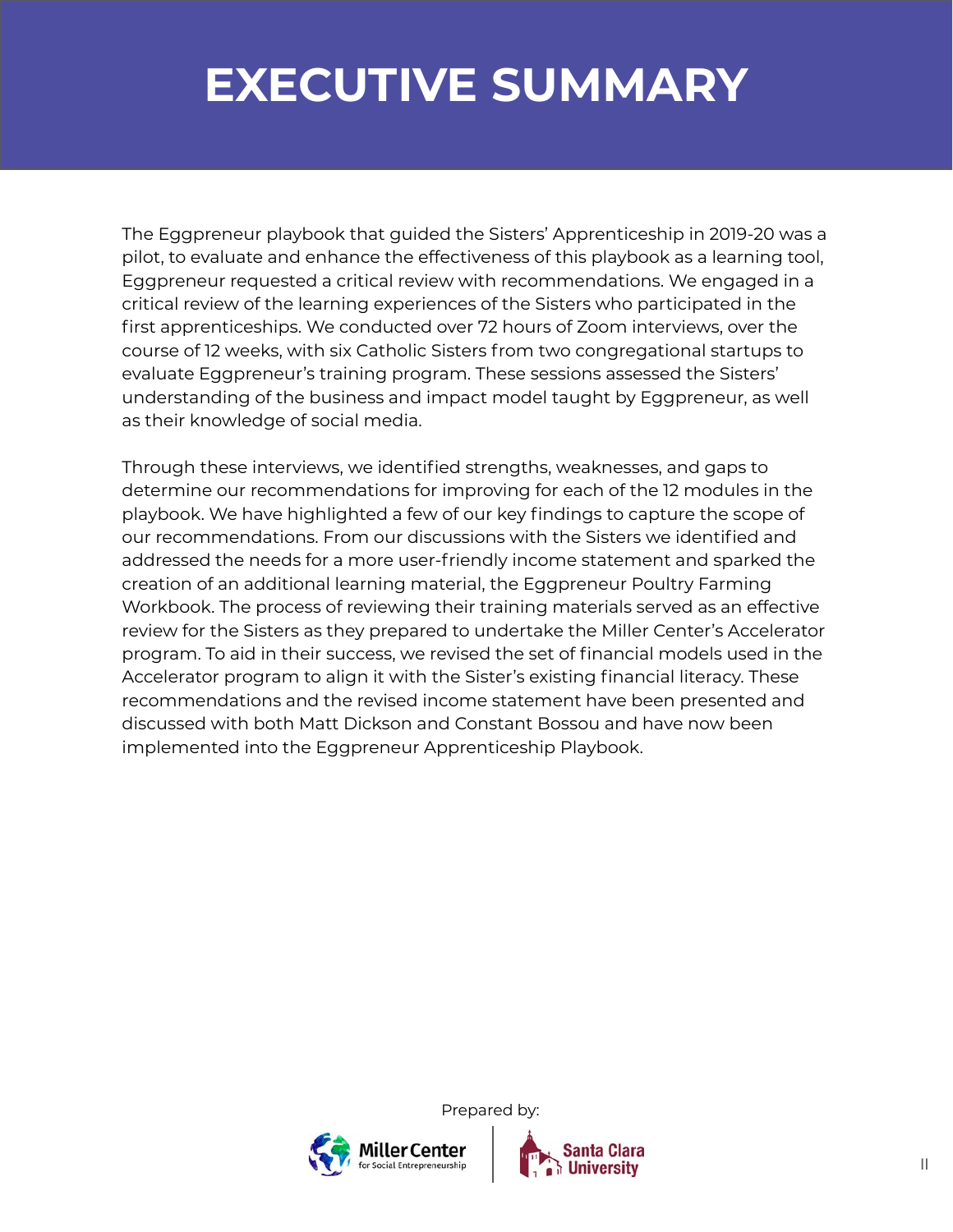# EXECUTIVE SUMMARY

The Eggpreneur playbook that guided the Sisters' Apprenticeship in 2019-20 was a pilot, to evaluate and enhance the effectiveness of this playbook as a learning tool, Eggpreneur requested a critical review with recommendations. We engaged in a critical review of the learning experiences of the Sisters who participated in the first apprenticeships. We conducted over 72 hours of Zoom interviews, over the course of 12 weeks, with six Catholic Sisters from two congregational startups to evaluate Eggpreneur's training program. These sessions assessed the Sisters' understanding of the business and impact model taught by Eggpreneur, as well as their knowledge of social media.

Through these interviews, we identified strengths, weaknesses, and gaps to determine our recommendations for improving for each of the 12 modules in the playbook. We have highlighted a few of our key findings to capture the scope of our recommendations. From our discussions with the Sisters we identified and addressed the needs for a more user-friendly income statement and sparked the creation of an additional learning material, the Eggpreneur Poultry Farming Workbook. The process of reviewing their training materials served as an effective review for the Sisters as they prepared to undertake the Miller Center's Accelerator program. To aid in their success, we revised the set of financial models used in the Accelerator program to align it with the Sister's existing financial literacy. These recommendations and the revised income statement have been presented and discussed with both Matt Dickson and Constant Bossou and have now been implemented into the Eggpreneur Apprenticeship Playbook.

Prepared by:

Miller Center for Social Entrepreneurship | Santa Clara University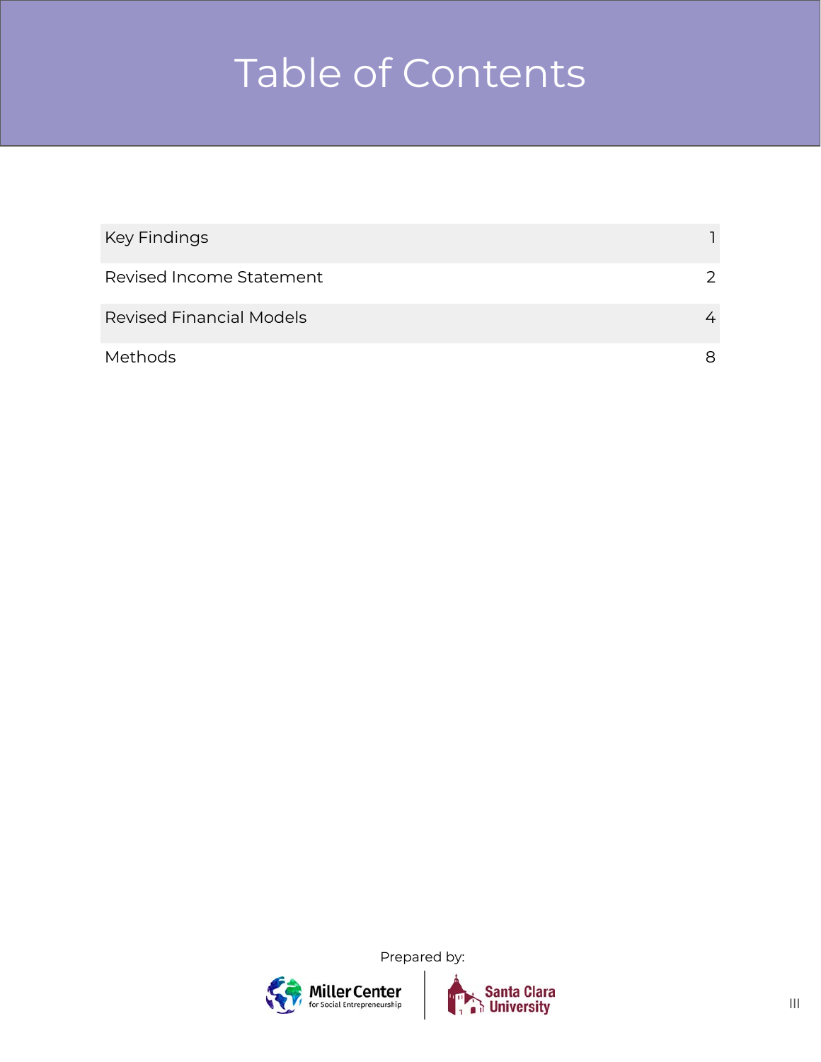# Table of Contents

| | |
|---|---|
| Key Findings | 1 |
| Revised Income Statement | 2 |
| Revised Financial Models | 4 |
| Methods | 8 |

Prepared by:

Miller Center for Social Entrepreneurship | Santa Clara University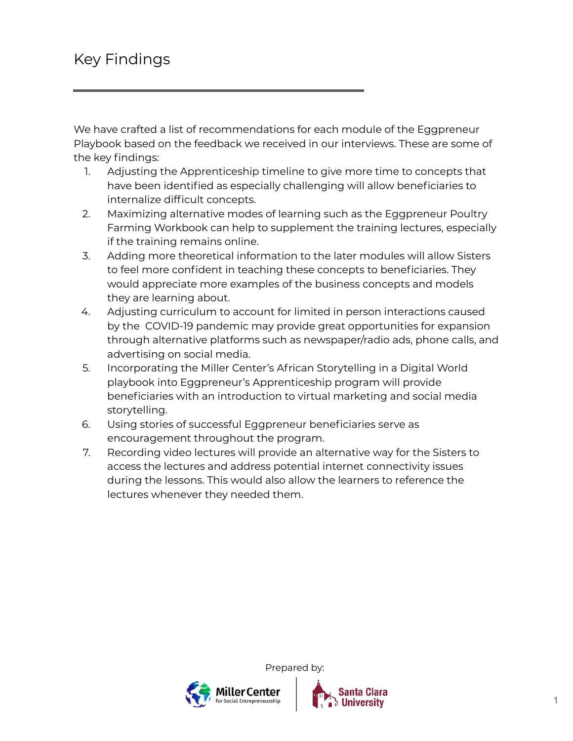# Key Findings

We have crafted a list of recommendations for each module of the Eggpreneur Playbook based on the feedback we received in our interviews. These are some of the key findings:

1. Adjusting the Apprenticeship timeline to give more time to concepts that have been identified as especially challenging will allow beneficiaries to internalize difficult concepts.
2. Maximizing alternative modes of learning such as the Eggpreneur Poultry Farming Workbook can help to supplement the training lectures, especially if the training remains online.
3. Adding more theoretical information to the later modules will allow Sisters to feel more confident in teaching these concepts to beneficiaries. They would appreciate more examples of the business concepts and models they are learning about.
4. Adjusting curriculum to account for limited in person interactions caused by the COVID-19 pandemic may provide great opportunities for expansion through alternative platforms such as newspaper/radio ads, phone calls, and advertising on social media.
5. Incorporating the Miller Center's African Storytelling in a Digital World playbook into Eggpreneur's Apprenticeship program will provide beneficiaries with an introduction to virtual marketing and social media storytelling.
6. Using stories of successful Eggpreneur beneficiaries serve as encouragement throughout the program.
7. Recording video lectures will provide an alternative way for the Sisters to access the lectures and address potential internet connectivity issues during the lessons. This would also allow the learners to reference the lectures whenever they needed them.

Prepared by:

Miller Center for Social Entrepreneurship | Santa Clara University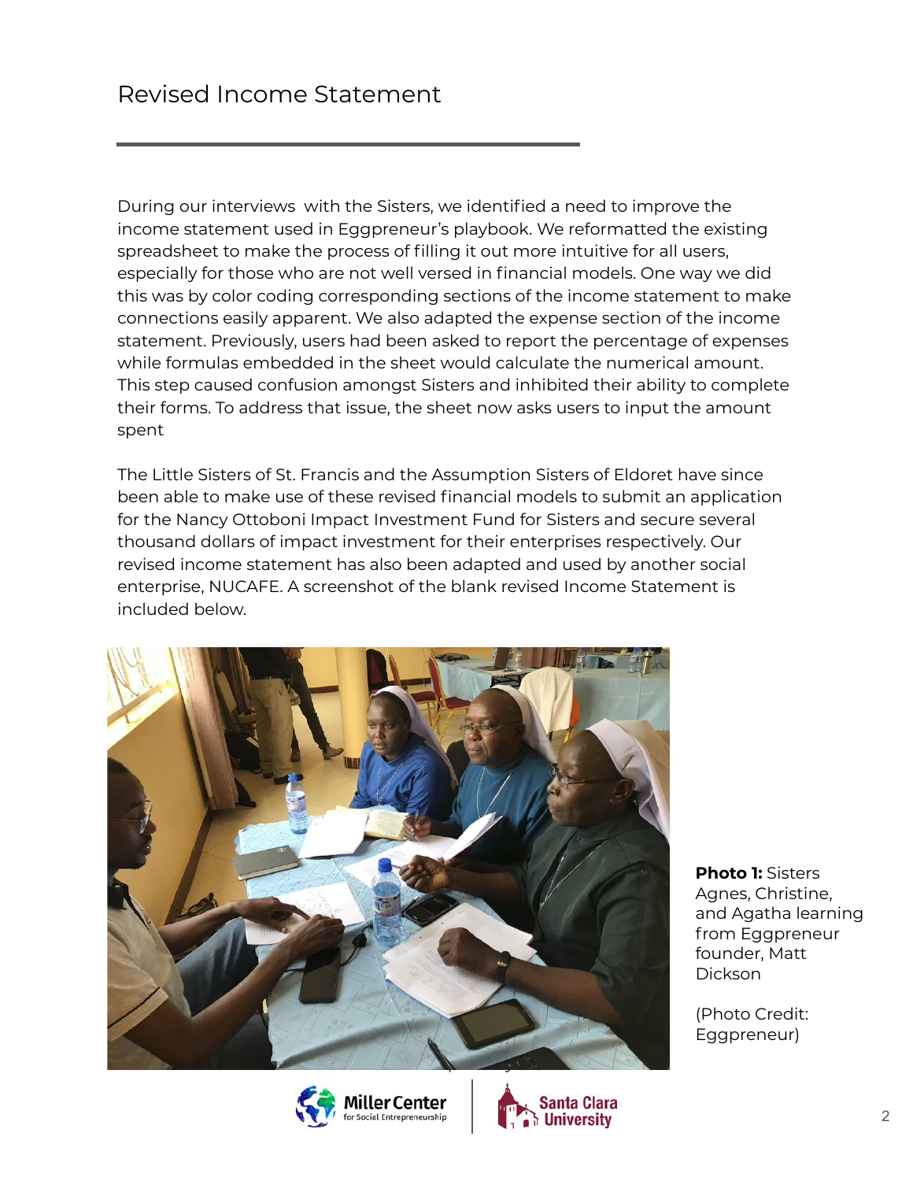# Revised Income Statement

During our interviews  with the Sisters, we identified a need to improve the income statement used in Eggpreneur's playbook. We reformatted the existing spreadsheet to make the process of filling it out more intuitive for all users, especially for those who are not well versed in financial models. One way we did this was by color coding corresponding sections of the income statement to make connections easily apparent. We also adapted the expense section of the income statement. Previously, users had been asked to report the percentage of expenses while formulas embedded in the sheet would calculate the numerical amount. This step caused confusion amongst Sisters and inhibited their ability to complete their forms. To address that issue, the sheet now asks users to input the amount spent

The Little Sisters of St. Francis and the Assumption Sisters of Eldoret have since been able to make use of these revised financial models to submit an application for the Nancy Ottoboni Impact Investment Fund for Sisters and secure several thousand dollars of impact investment for their enterprises respectively. Our revised income statement has also been adapted and used by another social enterprise, NUCAFE. A screenshot of the blank revised Income Statement is included below.

**Photo 1:** Sisters Agnes, Christine, and Agatha learning from Eggpreneur founder, Matt Dickson

(Photo Credit: Eggpreneur)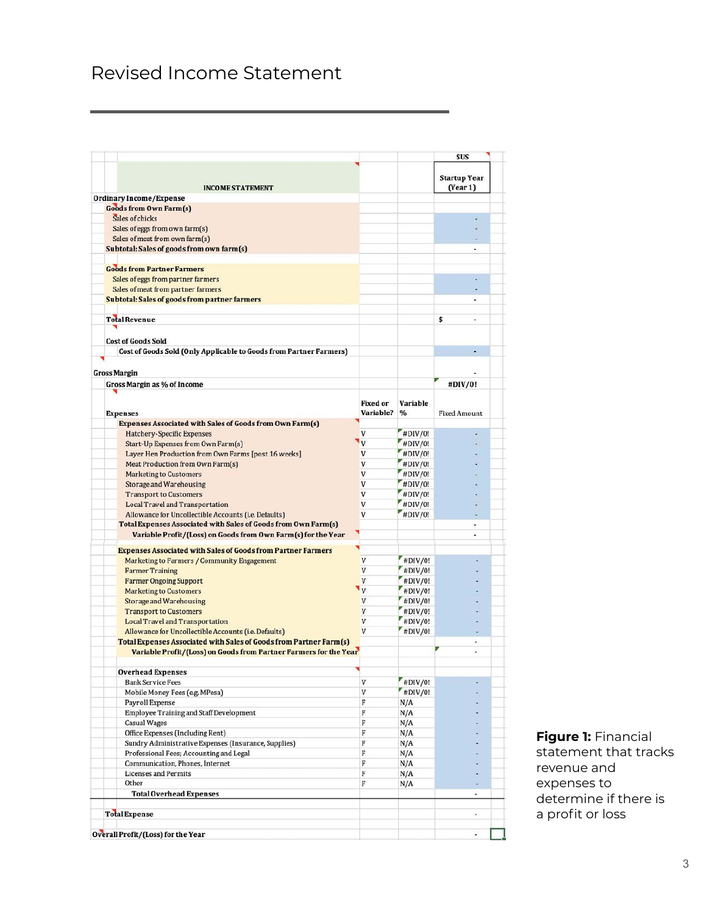# Revised Income Statement

| INCOME STATEMENT | Fixed or Variable? | Variable % | $US Startup Year (Year 1) |
|---|---|---|---|
| **Ordinary Income/Expense** | | | |
| **Goods from Own Farm(s)** | | | |
| Sales of chicks | | | - |
| Sales of eggs from own farm(s) | | | - |
| Sales of meat from own farm(s) | | | - |
| **Subtotal: Sales of goods from own farm(s)** | | | - |
| | | | |
| **Goods from Partner Farmers** | | | |
| Sales of eggs from partner farmers | | | - |
| Sales of meat from partner farmers | | | - |
| **Subtotal: Sales of goods from partner farmers** | | | - |
| | | | |
| **Total Revenue** | | | $ - |
| | | | |
| **Cost of Goods Sold** | | | |
| Cost of Goods Sold (Only Applicable to Goods from Partner Farmers) | | | - |
| | | | |
| **Gross Margin** | | | - |
| **Gross Margin as % of Income** | | | #DIV/0! |
| | | | |
| **Expenses** | **Fixed or Variable?** | **Variable %** | **Fixed Amount** |
| **Expenses Associated with Sales of Goods from Own Farm(s)** | | | |
| Hatchery-Specific Expenses | V | #DIV/0! | - |
| Start-Up Expenses from Own Farm(s) | V | #DIV/0! | - |
| Layer Hen Production from Own Farms [post 16 weeks] | V | #DIV/0! | - |
| Meat Production from Own Farm(s) | V | #DIV/0! | - |
| Marketing to Customers | V | #DIV/0! | - |
| Storage and Warehousing | V | #DIV/0! | - |
| Transport to Customers | V | #DIV/0! | - |
| Local Travel and Transportation | V | #DIV/0! | - |
| Allowance for Uncollectible Accounts (i.e. Defaults) | V | #DIV/0! | - |
| **Total Expenses Associated with Sales of Goods from Own Farm(s)** | | | - |
| **Variable Profit/(Loss) on Goods from Own Farm(s) for the Year** | | | - |
| | | | |
| **Expenses Associated with Sales of Goods from Partner Farmers** | | | |
| Marketing to Farmers / Community Engagement | V | #DIV/0! | - |
| Farmer Training | V | #DIV/0! | - |
| Farmer Ongoing Support | V | #DIV/0! | - |
| Marketing to Customers | V | #DIV/0! | - |
| Storage and Warehousing | V | #DIV/0! | - |
| Transport to Customers | V | #DIV/0! | - |
| Local Travel and Transportation | V | #DIV/0! | - |
| Allowance for Uncollectible Accounts (i.e. Defaults) | V | #DIV/0! | - |
| **Total Expenses Associated with Sales of Goods from Partner Farm(s)** | | | - |
| **Variable Profit/(Loss) on Goods from Partner Farmers for the Year** | | | - |
| | | | |
| **Overhead Expenses** | | | |
| Bank Service Fees | V | #DIV/0! | - |
| Mobile Money Fees (e.g. MPesa) | V | #DIV/0! | - |
| Payroll Expense | F | N/A | - |
| Employee Training and Staff Development | F | N/A | - |
| Casual Wages | F | N/A | - |
| Office Expenses (Including Rent) | F | N/A | - |
| Sundry Administrative Expenses (Insurance, Supplies) | F | N/A | - |
| Professional Fees; Accounting and Legal | F | N/A | - |
| Communication, Phones, Internet | F | N/A | - |
| Licenses and Permits | F | N/A | - |
| Other | F | N/A | - |
| **Total Overhead Expenses** | | | - |
| | | | |
| **Total Expense** | | | - |
| | | | |
| **Overall Profit/(Loss) for the Year** | | | - |

**Figure 1:** Financial statement that tracks revenue and expenses to determine if there is a profit or loss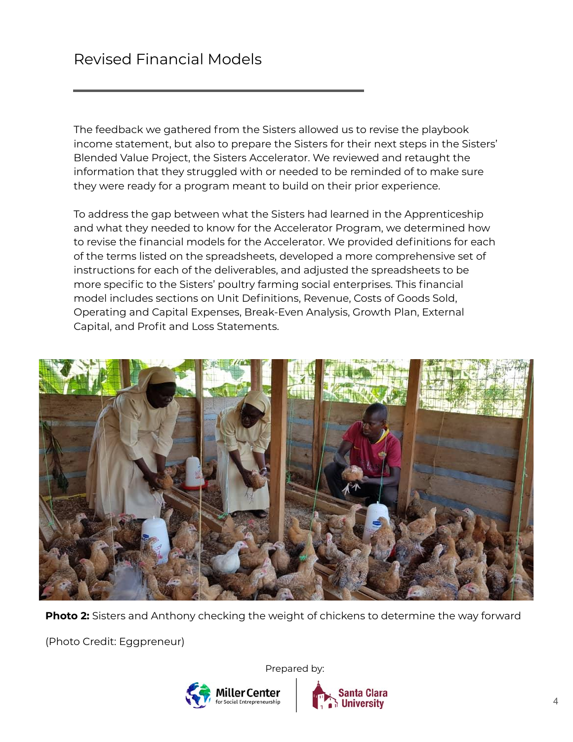## Revised Financial Models

The feedback we gathered from the Sisters allowed us to revise the playbook income statement, but also to prepare the Sisters for their next steps in the Sisters' Blended Value Project, the Sisters Accelerator. We reviewed and retaught the information that they struggled with or needed to be reminded of to make sure they were ready for a program meant to build on their prior experience.

To address the gap between what the Sisters had learned in the Apprenticeship and what they needed to know for the Accelerator Program, we determined how to revise the financial models for the Accelerator. We provided definitions for each of the terms listed on the spreadsheets, developed a more comprehensive set of instructions for each of the deliverables, and adjusted the spreadsheets to be more specific to the Sisters' poultry farming social enterprises. This financial model includes sections on Unit Definitions, Revenue, Costs of Goods Sold, Operating and Capital Expenses, Break-Even Analysis, Growth Plan, External Capital, and Profit and Loss Statements.

**Photo 2:** Sisters and Anthony checking the weight of chickens to determine the way forward

(Photo Credit: Eggpreneur)

Prepared by: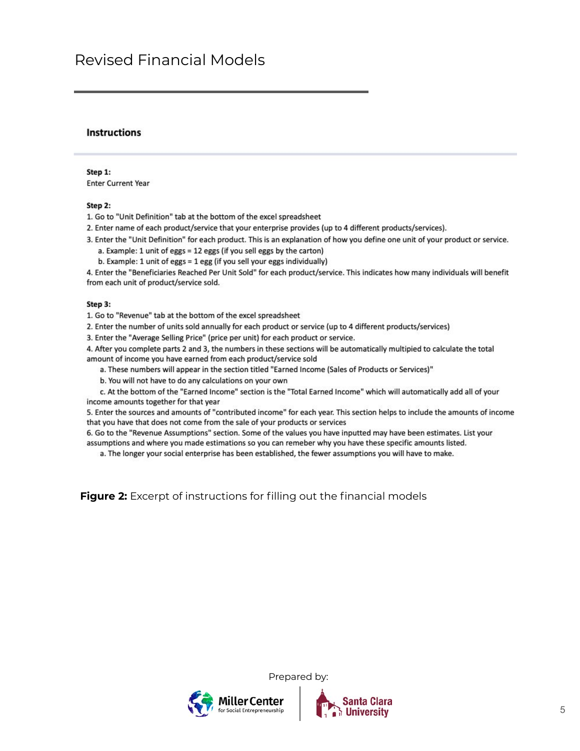## Revised Financial Models

### Instructions

**Step 1:**
Enter Current Year

**Step 2:**
1. Go to "Unit Definition" tab at the bottom of the excel spreadsheet
2. Enter name of each product/service that your enterprise provides (up to 4 different products/services).
3. Enter the "Unit Definition" for each product. This is an explanation of how you define one unit of your product or service.
   a. Example: 1 unit of eggs = 12 eggs (if you sell eggs by the carton)
   b. Example: 1 unit of eggs = 1 egg (if you sell your eggs individually)
4. Enter the "Beneficiaries Reached Per Unit Sold" for each product/service. This indicates how many individuals will benefit from each unit of product/service sold.

**Step 3:**
1. Go to "Revenue" tab at the bottom of the excel spreadsheet
2. Enter the number of units sold annually for each product or service (up to 4 different products/services)
3. Enter the "Average Selling Price" (price per unit) for each product or service.
4. After you complete parts 2 and 3, the numbers in these sections will be automatically multipied to calculate the total amount of income you have earned from each product/service sold
   a. These numbers will appear in the section titled "Earned Income (Sales of Products or Services)"
   b. You will not have to do any calculations on your own
   c. At the bottom of the "Earned Income" section is the "Total Earned Income" which will automatically add all of your income amounts together for that year
5. Enter the sources and amounts of "contributed income" for each year. This section helps to include the amounts of income that you have that does not come from the sale of your products or services
6. Go to the "Revenue Assumptions" section. Some of the values you have inputted may have been estimates. List your assumptions and where you made estimations so you can remeber why you have these specific amounts listed.
   a. The longer your social enterprise has been established, the fewer assumptions you will have to make.

**Figure 2:** Excerpt of instructions for filling out the financial models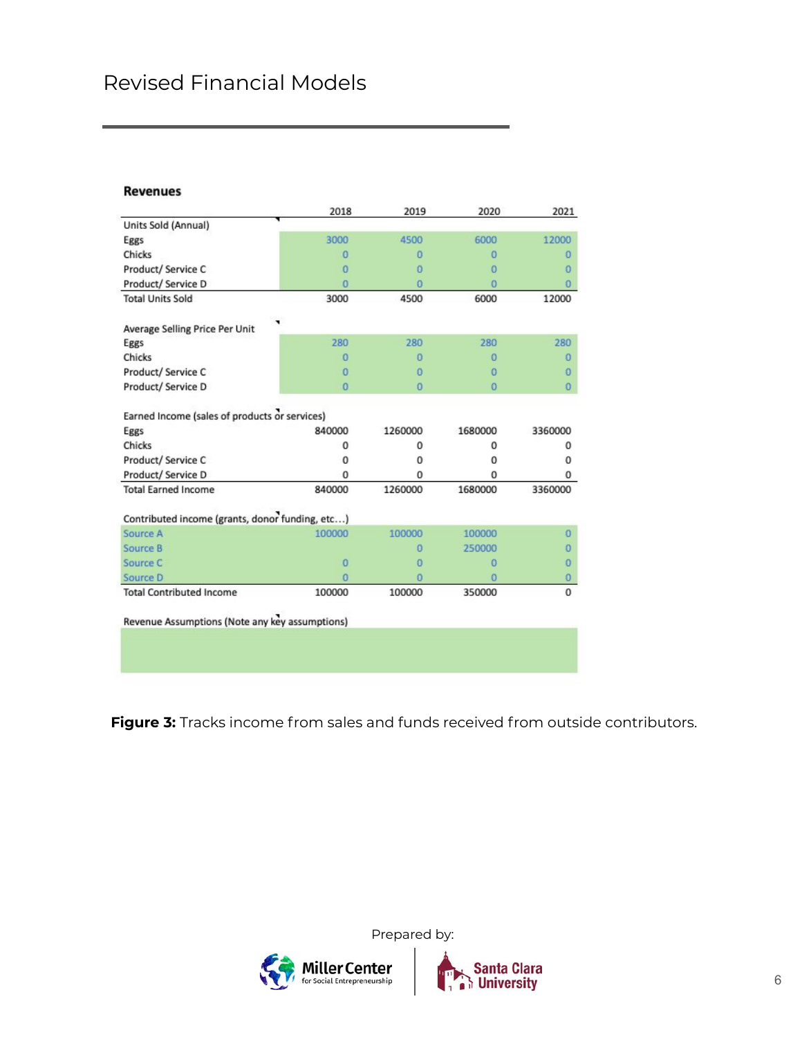# Revised Financial Models

**Revenues**

| | 2018 | 2019 | 2020 | 2021 |
|---|---|---|---|---|
| Units Sold (Annual) | | | | |
| Eggs | 3000 | 4500 | 6000 | 12000 |
| Chicks | 0 | 0 | 0 | 0 |
| Product/ Service C | 0 | 0 | 0 | 0 |
| Product/ Service D | 0 | 0 | 0 | 0 |
| Total Units Sold | 3000 | 4500 | 6000 | 12000 |
| | | | | |
| Average Selling Price Per Unit | | | | |
| Eggs | 280 | 280 | 280 | 280 |
| Chicks | 0 | 0 | 0 | 0 |
| Product/ Service C | 0 | 0 | 0 | 0 |
| Product/ Service D | 0 | 0 | 0 | 0 |
| | | | | |
| Earned Income (sales of products or services) | | | | |
| Eggs | 840000 | 1260000 | 1680000 | 3360000 |
| Chicks | 0 | 0 | 0 | 0 |
| Product/ Service C | 0 | 0 | 0 | 0 |
| Product/ Service D | 0 | 0 | 0 | 0 |
| Total Earned Income | 840000 | 1260000 | 1680000 | 3360000 |
| | | | | |
| Contributed income (grants, donor funding, etc…) | | | | |
| Source A | 100000 | 100000 | 100000 | 0 |
| Source B | | 0 | 250000 | 0 |
| Source C | 0 | 0 | 0 | 0 |
| Source D | 0 | 0 | 0 | 0 |
| Total Contributed Income | 100000 | 100000 | 350000 | 0 |
| | | | | |
| Revenue Assumptions (Note any key assumptions) | | | | |

**Figure 3:** Tracks income from sales and funds received from outside contributors.

Prepared by: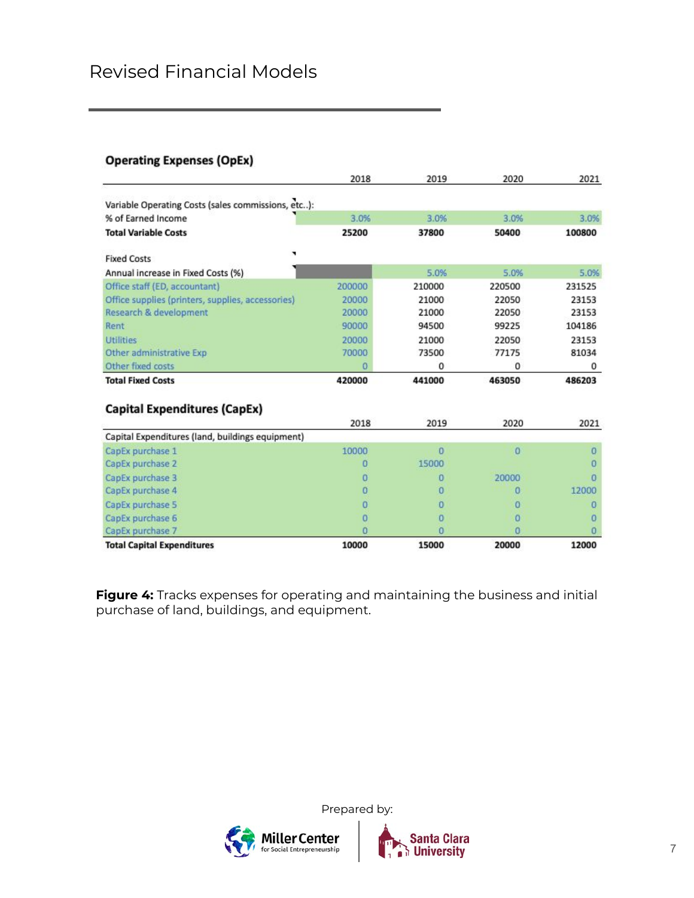# Revised Financial Models

### Operating Expenses (OpEx)

| | 2018 | 2019 | 2020 | 2021 |
|---|---|---|---|---|
| Variable Operating Costs (sales commissions, etc..): | | | | |
| % of Earned Income | 3.0% | 3.0% | 3.0% | 3.0% |
| **Total Variable Costs** | **25200** | **37800** | **50400** | **100800** |
| Fixed Costs | | | | |
| Annual increase in Fixed Costs (%) | | 5.0% | 5.0% | 5.0% |
| Office staff (ED, accountant) | 200000 | 210000 | 220500 | 231525 |
| Office supplies (printers, supplies, accessories) | 20000 | 21000 | 22050 | 23153 |
| Research & development | 20000 | 21000 | 22050 | 23153 |
| Rent | 90000 | 94500 | 99225 | 104186 |
| Utilities | 20000 | 21000 | 22050 | 23153 |
| Other administrative Exp | 70000 | 73500 | 77175 | 81034 |
| Other fixed costs | 0 | 0 | 0 | 0 |
| **Total Fixed Costs** | **420000** | **441000** | **463050** | **486203** |

### Capital Expenditures (CapEx)

| | 2018 | 2019 | 2020 | 2021 |
|---|---|---|---|---|
| Capital Expenditures (land, buildings equipment) | | | | |
| CapEx purchase 1 | 10000 | 0 | 0 | 0 |
| CapEx purchase 2 | 0 | 15000 | | 0 |
| CapEx purchase 3 | 0 | 0 | 20000 | 0 |
| CapEx purchase 4 | 0 | 0 | 0 | 12000 |
| CapEx purchase 5 | 0 | 0 | 0 | 0 |
| CapEx purchase 6 | 0 | 0 | 0 | 0 |
| CapEx purchase 7 | 0 | 0 | 0 | 0 |
| **Total Capital Expenditures** | **10000** | **15000** | **20000** | **12000** |

**Figure 4:** Tracks expenses for operating and maintaining the business and initial purchase of land, buildings, and equipment.

Prepared by:

Miller Center for Social Entrepreneurship | Santa Clara University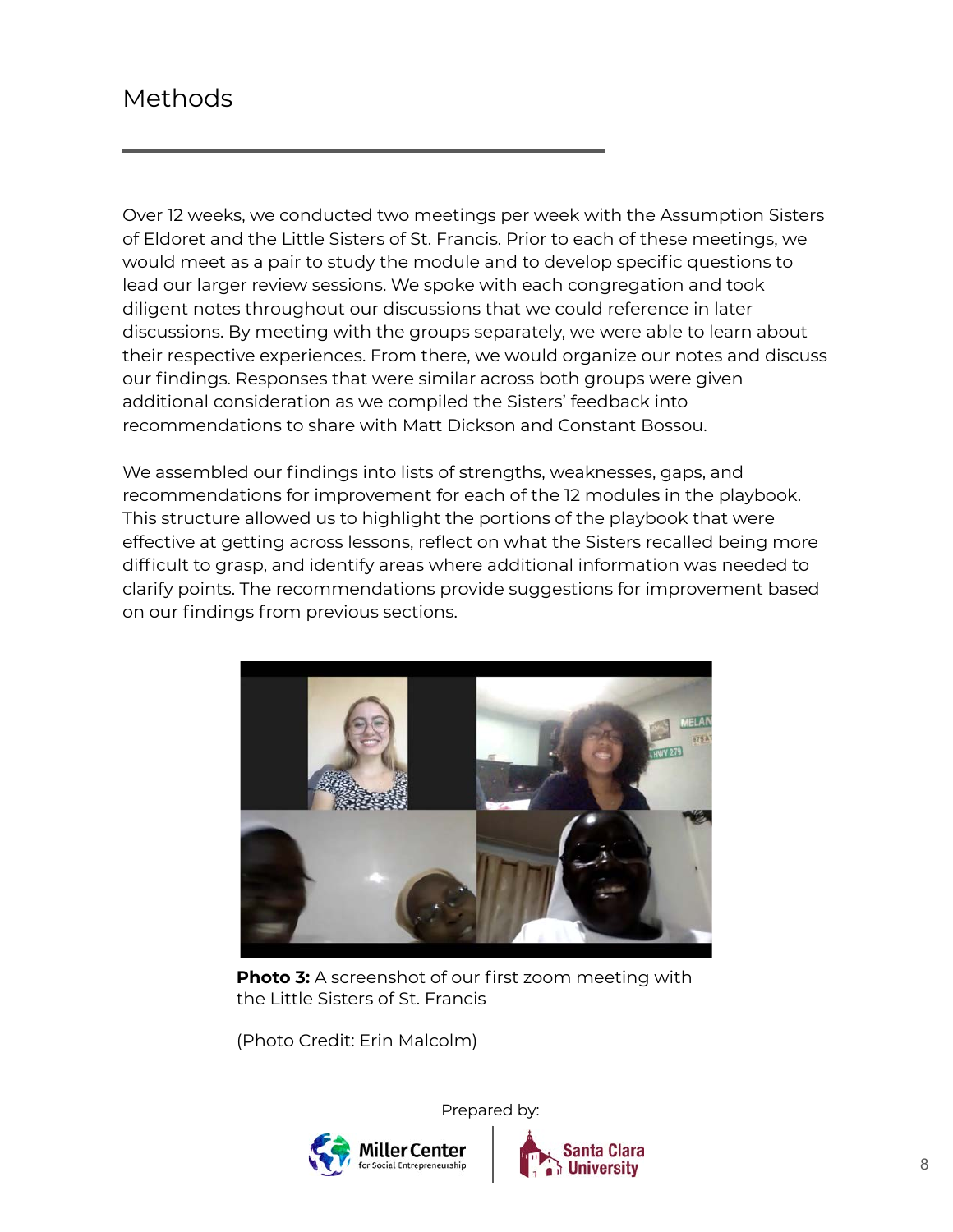# Methods

Over 12 weeks, we conducted two meetings per week with the Assumption Sisters of Eldoret and the Little Sisters of St. Francis. Prior to each of these meetings, we would meet as a pair to study the module and to develop specific questions to lead our larger review sessions. We spoke with each congregation and took diligent notes throughout our discussions that we could reference in later discussions. By meeting with the groups separately, we were able to learn about their respective experiences. From there, we would organize our notes and discuss our findings. Responses that were similar across both groups were given additional consideration as we compiled the Sisters' feedback into recommendations to share with Matt Dickson and Constant Bossou.

We assembled our findings into lists of strengths, weaknesses, gaps, and recommendations for improvement for each of the 12 modules in the playbook. This structure allowed us to highlight the portions of the playbook that were effective at getting across lessons, reflect on what the Sisters recalled being more difficult to grasp, and identify areas where additional information was needed to clarify points. The recommendations provide suggestions for improvement based on our findings from previous sections.

**Photo 3:** A screenshot of our first zoom meeting with the Little Sisters of St. Francis

(Photo Credit: Erin Malcolm)

Prepared by: